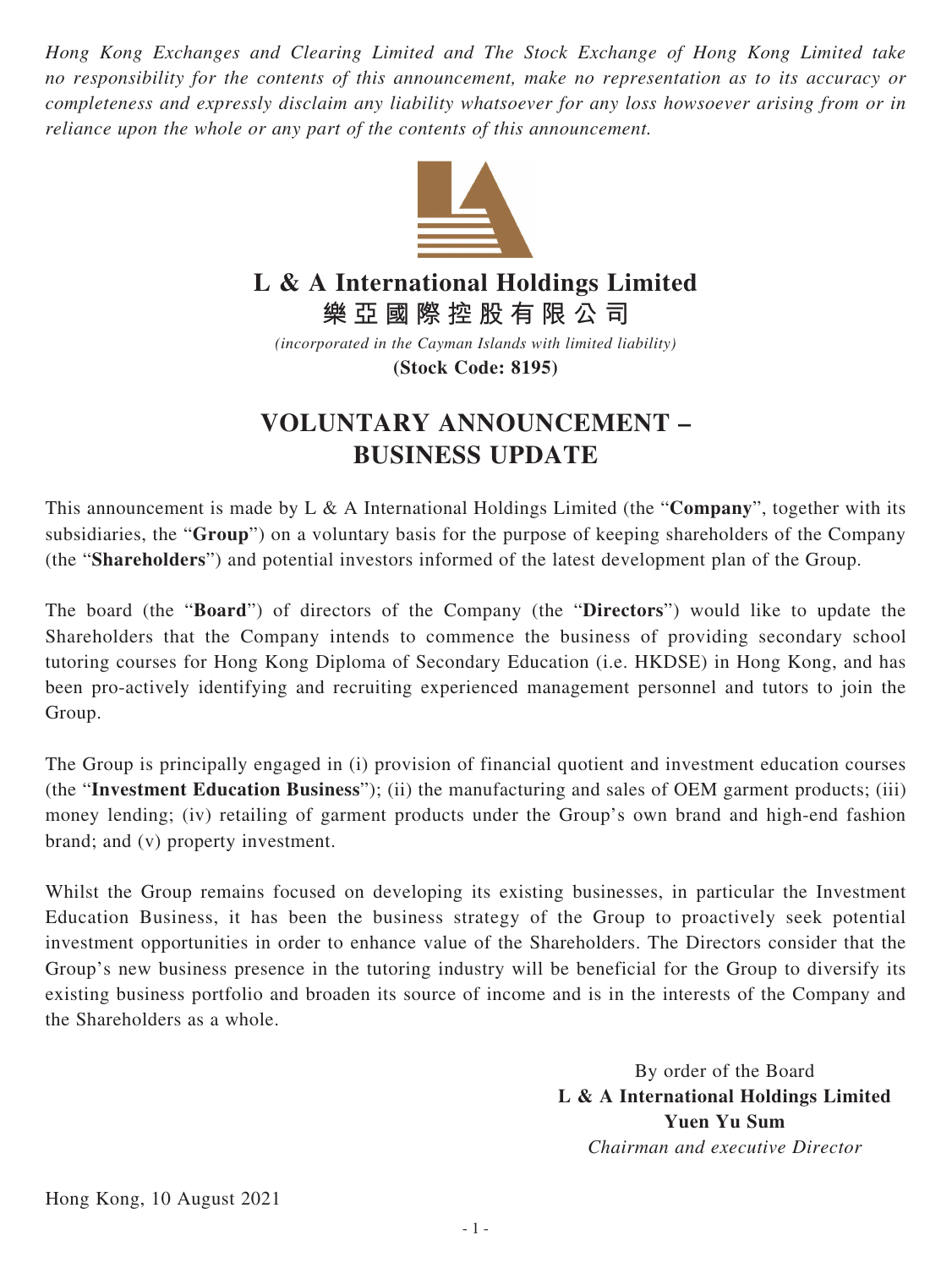*Hong Kong Exchanges and Clearing Limited and The Stock Exchange of Hong Kong Limited take no responsibility for the contents of this announcement, make no representation as to its accuracy or completeness and expressly disclaim any liability whatsoever for any loss howsoever arising from or in reliance upon the whole or any part of the contents of this announcement.*

# L & A International Holdings Limited
# 樂亞國際控股有限公司

*(incorporated in the Cayman Islands with limited liability)*

**(Stock Code: 8195)**

# VOLUNTARY ANNOUNCEMENT – BUSINESS UPDATE

This announcement is made by L & A International Holdings Limited (the "**Company**", together with its subsidiaries, the "**Group**") on a voluntary basis for the purpose of keeping shareholders of the Company (the "**Shareholders**") and potential investors informed of the latest development plan of the Group.

The board (the "**Board**") of directors of the Company (the "**Directors**") would like to update the Shareholders that the Company intends to commence the business of providing secondary school tutoring courses for Hong Kong Diploma of Secondary Education (i.e. HKDSE) in Hong Kong, and has been pro-actively identifying and recruiting experienced management personnel and tutors to join the Group.

The Group is principally engaged in (i) provision of financial quotient and investment education courses (the "**Investment Education Business**"); (ii) the manufacturing and sales of OEM garment products; (iii) money lending; (iv) retailing of garment products under the Group's own brand and high-end fashion brand; and (v) property investment.

Whilst the Group remains focused on developing its existing businesses, in particular the Investment Education Business, it has been the business strategy of the Group to proactively seek potential investment opportunities in order to enhance value of the Shareholders. The Directors consider that the Group's new business presence in the tutoring industry will be beneficial for the Group to diversify its existing business portfolio and broaden its source of income and is in the interests of the Company and the Shareholders as a whole.

By order of the Board
**L & A International Holdings Limited**
**Yuen Yu Sum**
*Chairman and executive Director*

Hong Kong, 10 August 2021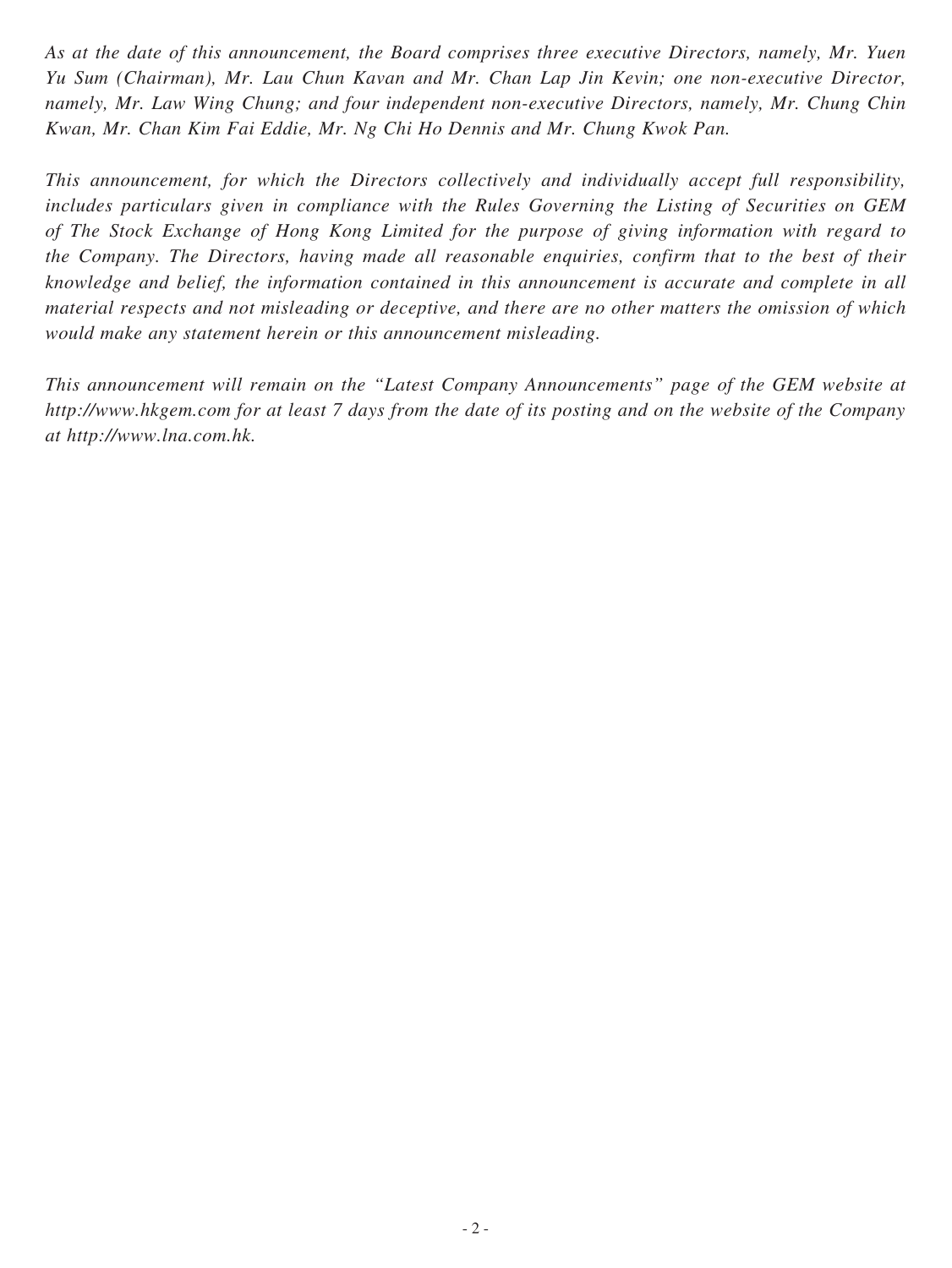*As at the date of this announcement, the Board comprises three executive Directors, namely, Mr. Yuen Yu Sum (Chairman), Mr. Lau Chun Kavan and Mr. Chan Lap Jin Kevin; one non-executive Director, namely, Mr. Law Wing Chung; and four independent non-executive Directors, namely, Mr. Chung Chin Kwan, Mr. Chan Kim Fai Eddie, Mr. Ng Chi Ho Dennis and Mr. Chung Kwok Pan.*

*This announcement, for which the Directors collectively and individually accept full responsibility, includes particulars given in compliance with the Rules Governing the Listing of Securities on GEM of The Stock Exchange of Hong Kong Limited for the purpose of giving information with regard to the Company. The Directors, having made all reasonable enquiries, confirm that to the best of their knowledge and belief, the information contained in this announcement is accurate and complete in all material respects and not misleading or deceptive, and there are no other matters the omission of which would make any statement herein or this announcement misleading.*

*This announcement will remain on the "Latest Company Announcements" page of the GEM website at http://www.hkgem.com for at least 7 days from the date of its posting and on the website of the Company at http://www.lna.com.hk.*